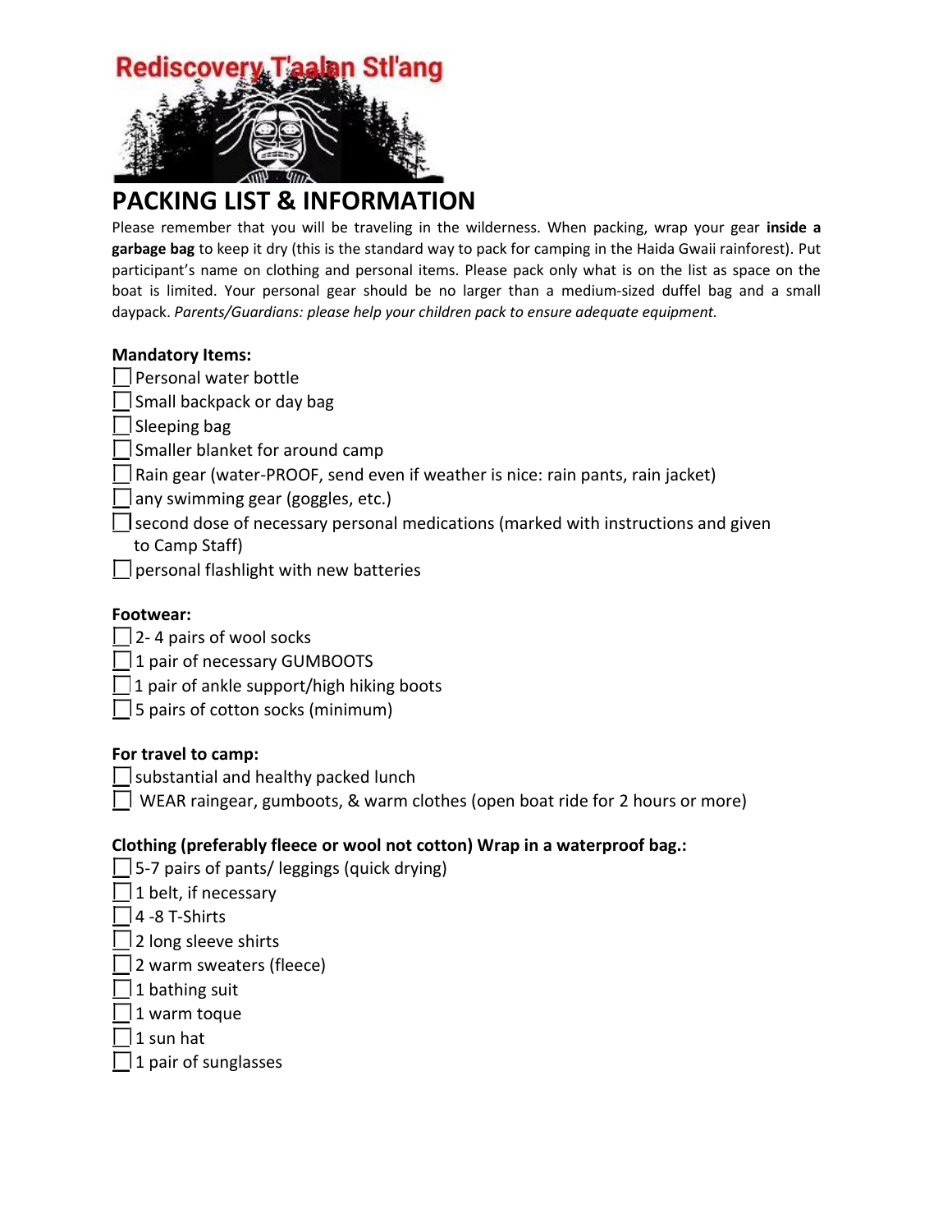Rediscovery T'aalan Stl'ang

# PACKING LIST & INFORMATION

Please remember that you will be traveling in the wilderness. When packing, wrap your gear **inside a garbage bag** to keep it dry (this is the standard way to pack for camping in the Haida Gwaii rainforest). Put participant's name on clothing and personal items. Please pack only what is on the list as space on the boat is limited. Your personal gear should be no larger than a medium-sized duffel bag and a small daypack. *Parents/Guardians: please help your children pack to ensure adequate equipment.*

**Mandatory Items:**

- [ ] Personal water bottle
- [ ] Small backpack or day bag
- [ ] Sleeping bag
- [ ] Smaller blanket for around camp
- [ ] Rain gear (water-PROOF, send even if weather is nice: rain pants, rain jacket)
- [ ] any swimming gear (goggles, etc.)
- [ ] second dose of necessary personal medications (marked with instructions and given to Camp Staff)
- [ ] personal flashlight with new batteries

**Footwear:**

- [ ] 2- 4 pairs of wool socks
- [ ] 1 pair of necessary GUMBOOTS
- [ ] 1 pair of ankle support/high hiking boots
- [ ] 5 pairs of cotton socks (minimum)

**For travel to camp:**

- [ ] substantial and healthy packed lunch
- [ ] WEAR raingear, gumboots, & warm clothes (open boat ride for 2 hours or more)

**Clothing (preferably fleece or wool not cotton) Wrap in a waterproof bag.:**

- [ ] 5-7 pairs of pants/ leggings (quick drying)
- [ ] 1 belt, if necessary
- [ ] 4 -8 T-Shirts
- [ ] 2 long sleeve shirts
- [ ] 2 warm sweaters (fleece)
- [ ] 1 bathing suit
- [ ] 1 warm toque
- [ ] 1 sun hat
- [ ] 1 pair of sunglasses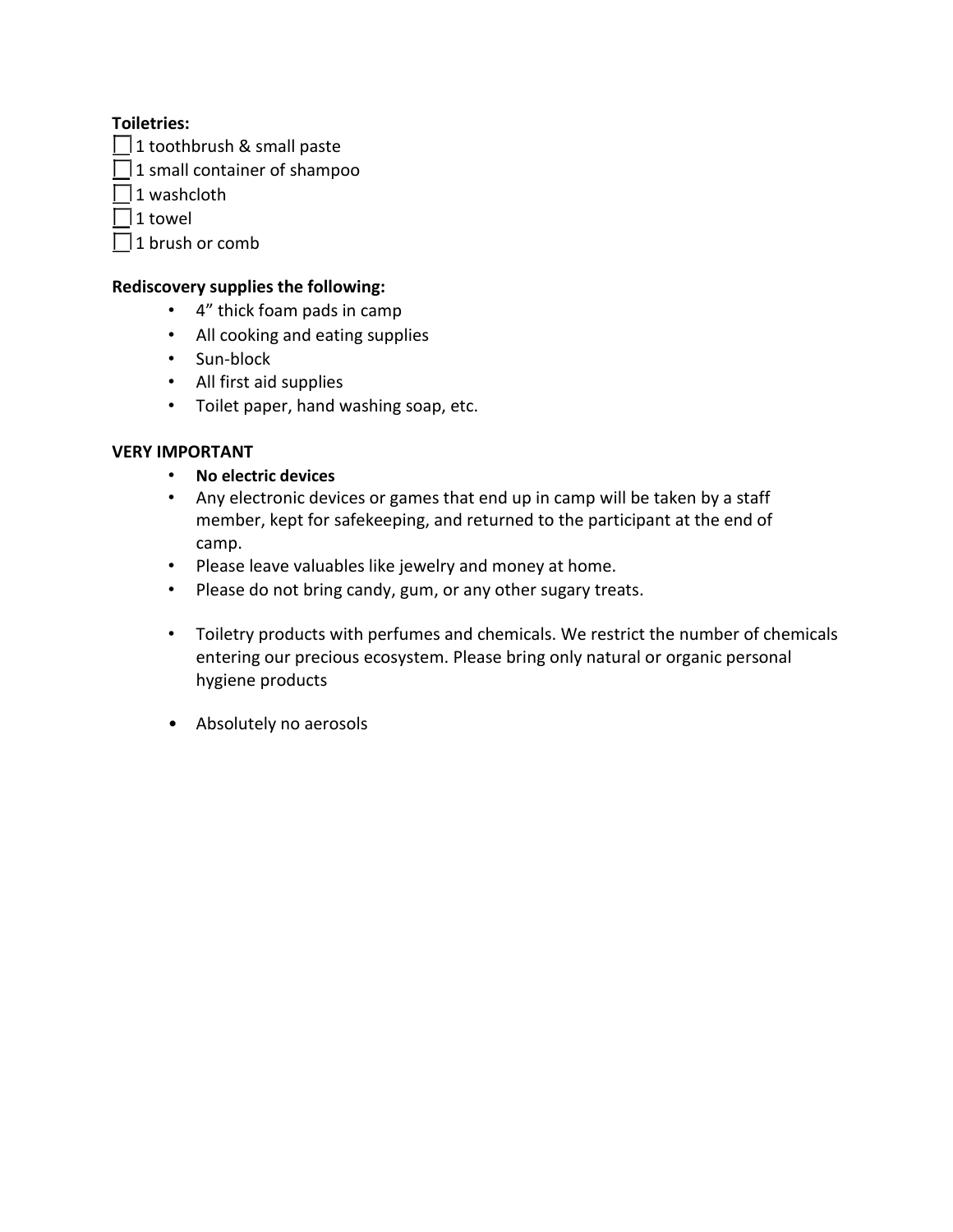**Toiletries:**

- [ ] 1 toothbrush & small paste
- [ ] 1 small container of shampoo
- [ ] 1 washcloth
- [ ] 1 towel
- [ ] 1 brush or comb

**Rediscovery supplies the following:**

- 4" thick foam pads in camp
- All cooking and eating supplies
- Sun-block
- All first aid supplies
- Toilet paper, hand washing soap, etc.

**VERY IMPORTANT**

- **No electric devices**
- Any electronic devices or games that end up in camp will be taken by a staff member, kept for safekeeping, and returned to the participant at the end of camp.
- Please leave valuables like jewelry and money at home.
- Please do not bring candy, gum, or any other sugary treats.
- Toiletry products with perfumes and chemicals. We restrict the number of chemicals entering our precious ecosystem. Please bring only natural or organic personal hygiene products
- Absolutely no aerosols